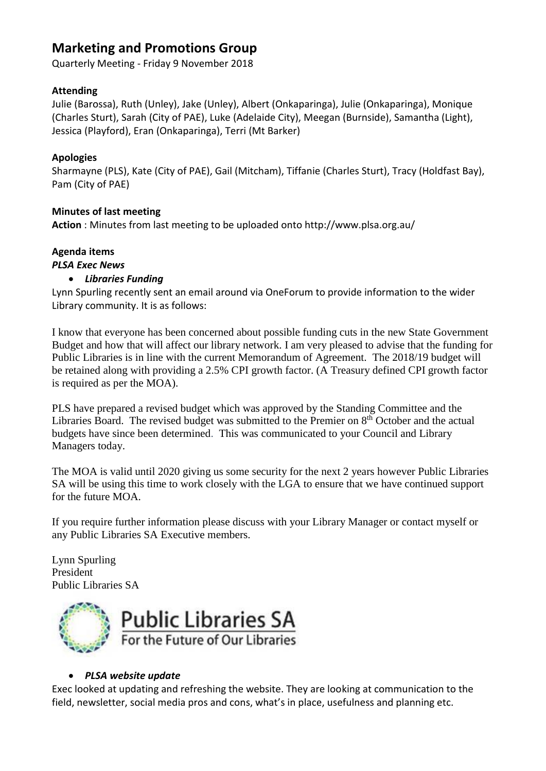# Marketing and Promotions Group

Quarterly Meeting - Friday 9 November 2018

**Attending**

Julie (Barossa), Ruth (Unley), Jake (Unley), Albert (Onkaparinga), Julie (Onkaparinga), Monique (Charles Sturt), Sarah (City of PAE), Luke (Adelaide City), Meegan (Burnside), Samantha (Light), Jessica (Playford), Eran (Onkaparinga), Terri (Mt Barker)

**Apologies**

Sharmayne (PLS), Kate (City of PAE), Gail (Mitcham), Tiffanie (Charles Sturt), Tracy (Holdfast Bay), Pam (City of PAE)

**Minutes of last meeting**

**Action** : Minutes from last meeting to be uploaded onto http://www.plsa.org.au/

**Agenda items**

***PLSA Exec News***

- ***Libraries Funding***

Lynn Spurling recently sent an email around via OneForum to provide information to the wider Library community. It is as follows:

I know that everyone has been concerned about possible funding cuts in the new State Government Budget and how that will affect our library network. I am very pleased to advise that the funding for Public Libraries is in line with the current Memorandum of Agreement. The 2018/19 budget will be retained along with providing a 2.5% CPI growth factor. (A Treasury defined CPI growth factor is required as per the MOA).

PLS have prepared a revised budget which was approved by the Standing Committee and the Libraries Board. The revised budget was submitted to the Premier on 8th October and the actual budgets have since been determined. This was communicated to your Council and Library Managers today.

The MOA is valid until 2020 giving us some security for the next 2 years however Public Libraries SA will be using this time to work closely with the LGA to ensure that we have continued support for the future MOA.

If you require further information please discuss with your Library Manager or contact myself or any Public Libraries SA Executive members.

Lynn Spurling
President
Public Libraries SA

Public Libraries SA
For the Future of Our Libraries

- ***PLSA website update***

Exec looked at updating and refreshing the website. They are looking at communication to the field, newsletter, social media pros and cons, what's in place, usefulness and planning etc.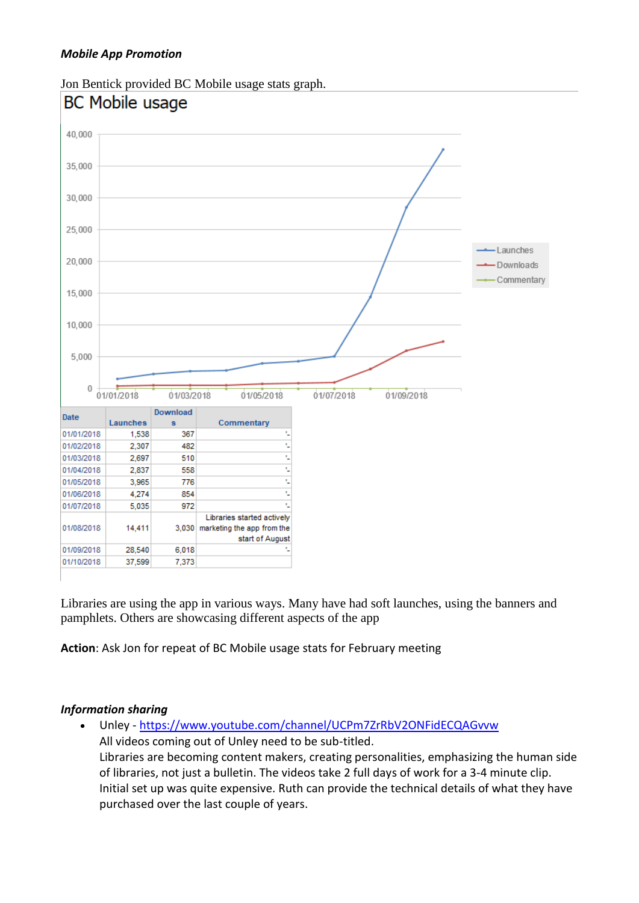***Mobile App Promotion***

Jon Bentick provided BC Mobile usage stats graph.

BC Mobile usage

| Date | Launches | Downloads | Commentary |
|---|---|---|---|
| 01/01/2018 | 1,538 | 367 | '- |
| 01/02/2018 | 2,307 | 482 | '- |
| 01/03/2018 | 2,697 | 510 | '- |
| 01/04/2018 | 2,837 | 558 | '- |
| 01/05/2018 | 3,965 | 776 | '- |
| 01/06/2018 | 4,274 | 854 | '- |
| 01/07/2018 | 5,035 | 972 | '- |
| 01/08/2018 | 14,411 | 3,030 | Libraries started actively marketing the app from the start of August |
| 01/09/2018 | 28,540 | 6,018 | '- |
| 01/10/2018 | 37,599 | 7,373 | |

Libraries are using the app in various ways. Many have had soft launches, using the banners and pamphlets. Others are showcasing different aspects of the app

**Action**: Ask Jon for repeat of BC Mobile usage stats for February meeting

***Information sharing***

- Unley - https://www.youtube.com/channel/UCPm7ZrRbV2ONFidECQAGvvw
  All videos coming out of Unley need to be sub-titled.
  Libraries are becoming content makers, creating personalities, emphasizing the human side of libraries, not just a bulletin. The videos take 2 full days of work for a 3-4 minute clip.
  Initial set up was quite expensive. Ruth can provide the technical details of what they have purchased over the last couple of years.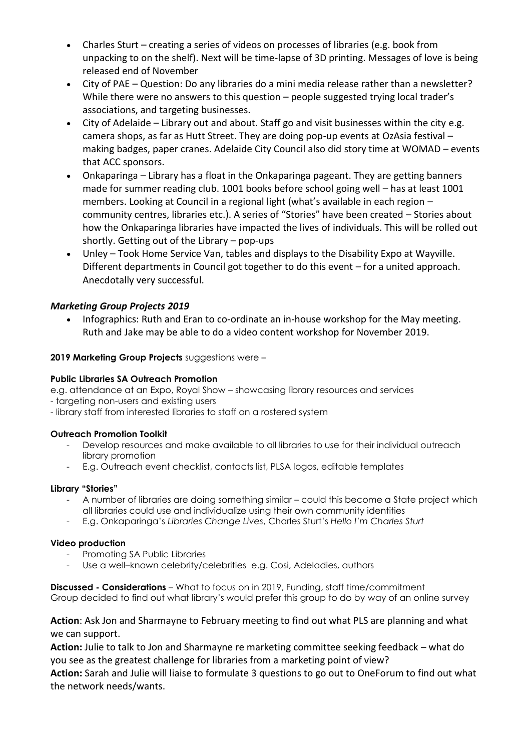- Charles Sturt – creating a series of videos on processes of libraries (e.g. book from unpacking to on the shelf). Next will be time-lapse of 3D printing. Messages of love is being released end of November
- City of PAE – Question: Do any libraries do a mini media release rather than a newsletter? While there were no answers to this question – people suggested trying local trader's associations, and targeting businesses.
- City of Adelaide – Library out and about. Staff go and visit businesses within the city e.g. camera shops, as far as Hutt Street. They are doing pop-up events at OzAsia festival – making badges, paper cranes. Adelaide City Council also did story time at WOMAD – events that ACC sponsors.
- Onkaparinga – Library has a float in the Onkaparinga pageant. They are getting banners made for summer reading club. 1001 books before school going well – has at least 1001 members. Looking at Council in a regional light (what's available in each region – community centres, libraries etc.). A series of "Stories" have been created – Stories about how the Onkaparinga libraries have impacted the lives of individuals. This will be rolled out shortly. Getting out of the Library – pop-ups
- Unley – Took Home Service Van, tables and displays to the Disability Expo at Wayville. Different departments in Council got together to do this event – for a united approach. Anecdotally very successful.

### *Marketing Group Projects 2019*

- Infographics: Ruth and Eran to co-ordinate an in-house workshop for the May meeting. Ruth and Jake may be able to do a video content workshop for November 2019.

**2019 Marketing Group Projects** suggestions were –

**Public Libraries SA Outreach Promotion**

e.g. attendance at an Expo, Royal Show – showcasing library resources and services
- targeting non-users and existing users
- library staff from interested libraries to staff on a rostered system

**Outreach Promotion Toolkit**

- Develop resources and make available to all libraries to use for their individual outreach library promotion
- E.g. Outreach event checklist, contacts list, PLSA logos, editable templates

**Library "Stories"**

- A number of libraries are doing something similar – could this become a State project which all libraries could use and individualize using their own community identities
- E.g. Onkaparinga's *Libraries Change Lives*, Charles Sturt's *Hello I'm Charles Sturt*

**Video production**

- Promoting SA Public Libraries
- Use a well–known celebrity/celebrities e.g. Cosi, Adeladies, authors

**Discussed - Considerations** – What to focus on in 2019, Funding, staff time/commitment
Group decided to find out what library's would prefer this group to do by way of an online survey

**Action**: Ask Jon and Sharmayne to February meeting to find out what PLS are planning and what we can support.

**Action:** Julie to talk to Jon and Sharmayne re marketing committee seeking feedback – what do you see as the greatest challenge for libraries from a marketing point of view?

**Action:** Sarah and Julie will liaise to formulate 3 questions to go out to OneForum to find out what the network needs/wants.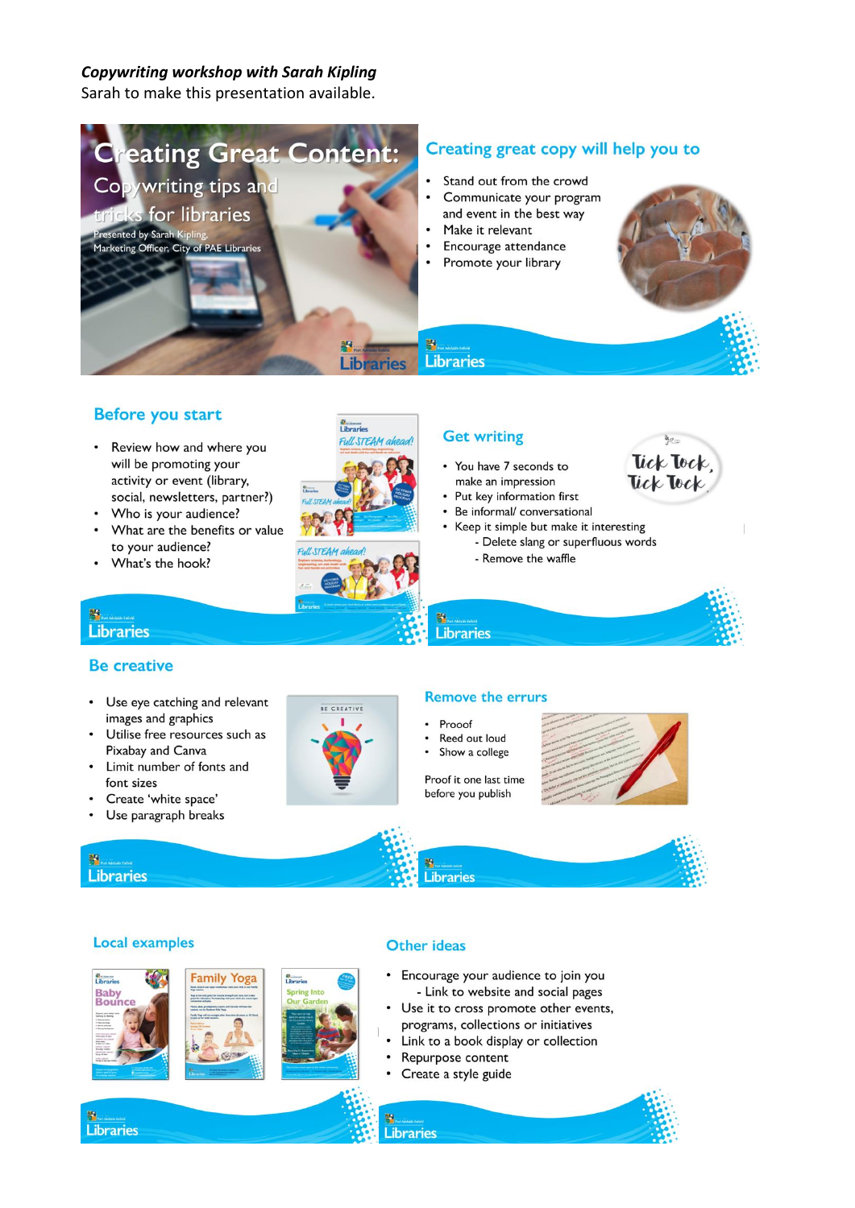***Copywriting workshop with Sarah Kipling***

Sarah to make this presentation available.

## Creating Great Content: Copywriting tips and tricks for libraries

Presented by Sarah Kipling, Marketing Officer, City of PAE Libraries

## Creating great copy will help you to

- Stand out from the crowd
- Communicate your program and event in the best way
- Make it relevant
- Encourage attendance
- Promote your library

## Before you start

- Review how and where you will be promoting your activity or event (library, social, newsletters, partner?)
- Who is your audience?
- What are the benefits or value to your audience?
- What's the hook?

## Get writing

- You have 7 seconds to make an impression
- Put key information first
- Be informal/ conversational
- Keep it simple but make it interesting
  - Delete slang or superfluous words
  - Remove the waffle

## Be creative

- Use eye catching and relevant images and graphics
- Utilise free resources such as Pixabay and Canva
- Limit number of fonts and font sizes
- Create 'white space'
- Use paragraph breaks

## Remove the errurs

- Prooof
- Reed out loud
- Show a college

Proof it one last time before you publish

## Local examples

## Other ideas

- Encourage your audience to join you
  - Link to website and social pages
- Use it to cross promote other events, programs, collections or initiatives
- Link to a book display or collection
- Repurpose content
- Create a style guide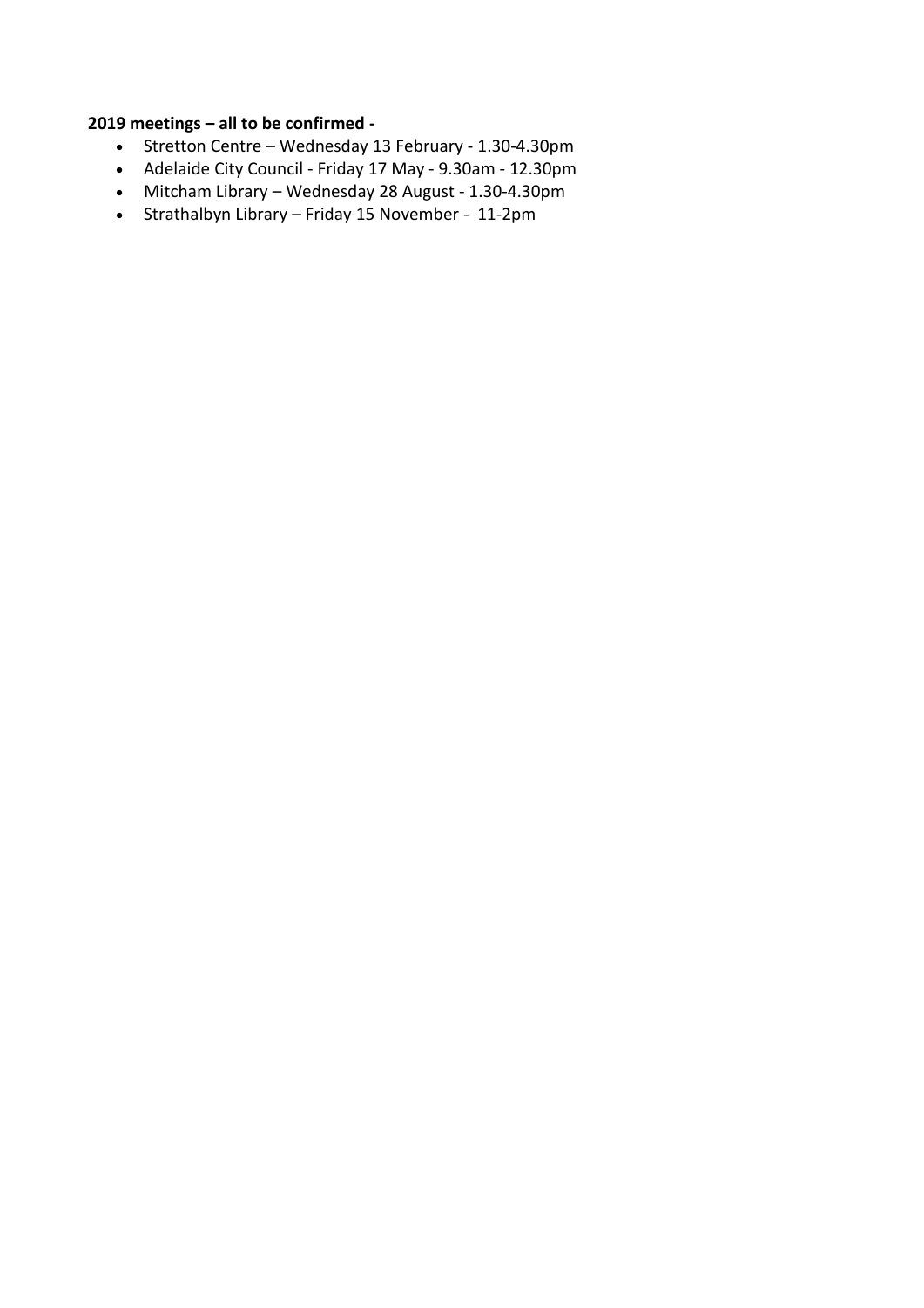**2019 meetings – all to be confirmed -**

- Stretton Centre – Wednesday 13 February - 1.30-4.30pm
- Adelaide City Council - Friday 17 May - 9.30am - 12.30pm
- Mitcham Library – Wednesday 28 August - 1.30-4.30pm
- Strathalbyn Library – Friday 15 November - 11-2pm